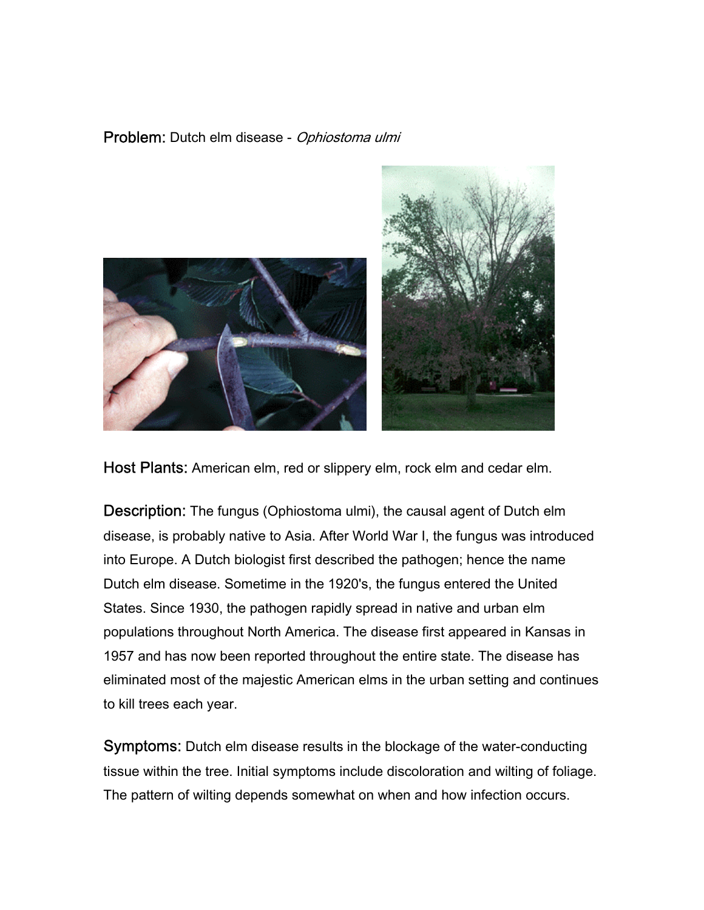**Problem:** Dutch elm disease - *Ophiostoma ulmi*

**Host Plants:** American elm, red or slippery elm, rock elm and cedar elm.

**Description:** The fungus (Ophiostoma ulmi), the causal agent of Dutch elm disease, is probably native to Asia. After World War I, the fungus was introduced into Europe. A Dutch biologist first described the pathogen; hence the name Dutch elm disease. Sometime in the 1920's, the fungus entered the United States. Since 1930, the pathogen rapidly spread in native and urban elm populations throughout North America. The disease first appeared in Kansas in 1957 and has now been reported throughout the entire state. The disease has eliminated most of the majestic American elms in the urban setting and continues to kill trees each year.

**Symptoms:** Dutch elm disease results in the blockage of the water-conducting tissue within the tree. Initial symptoms include discoloration and wilting of foliage. The pattern of wilting depends somewhat on when and how infection occurs.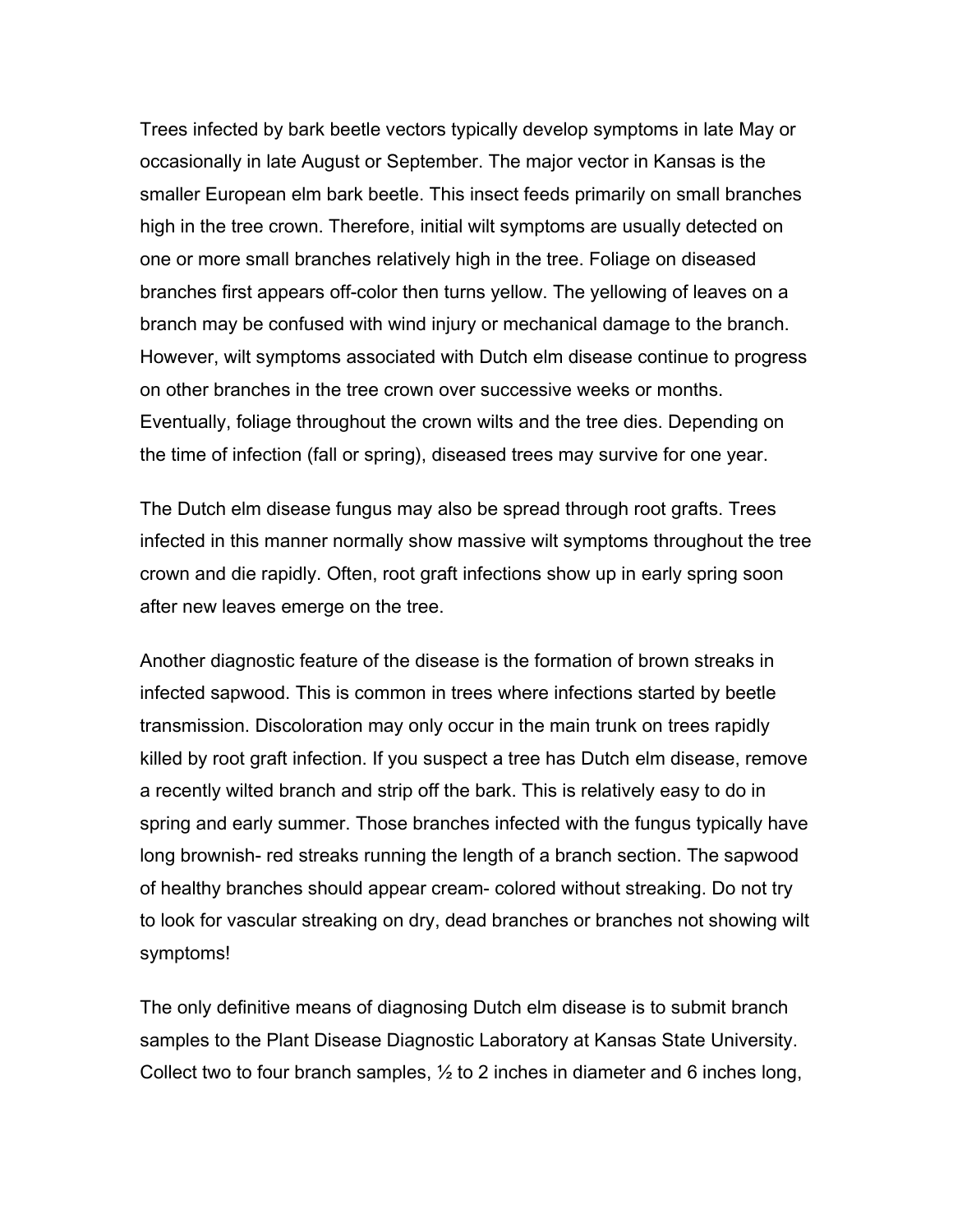Trees infected by bark beetle vectors typically develop symptoms in late May or occasionally in late August or September. The major vector in Kansas is the smaller European elm bark beetle. This insect feeds primarily on small branches high in the tree crown. Therefore, initial wilt symptoms are usually detected on one or more small branches relatively high in the tree. Foliage on diseased branches first appears off-color then turns yellow. The yellowing of leaves on a branch may be confused with wind injury or mechanical damage to the branch. However, wilt symptoms associated with Dutch elm disease continue to progress on other branches in the tree crown over successive weeks or months. Eventually, foliage throughout the crown wilts and the tree dies. Depending on the time of infection (fall or spring), diseased trees may survive for one year.

The Dutch elm disease fungus may also be spread through root grafts. Trees infected in this manner normally show massive wilt symptoms throughout the tree crown and die rapidly. Often, root graft infections show up in early spring soon after new leaves emerge on the tree.

Another diagnostic feature of the disease is the formation of brown streaks in infected sapwood. This is common in trees where infections started by beetle transmission. Discoloration may only occur in the main trunk on trees rapidly killed by root graft infection. If you suspect a tree has Dutch elm disease, remove a recently wilted branch and strip off the bark. This is relatively easy to do in spring and early summer. Those branches infected with the fungus typically have long brownish- red streaks running the length of a branch section. The sapwood of healthy branches should appear cream- colored without streaking. Do not try to look for vascular streaking on dry, dead branches or branches not showing wilt symptoms!

The only definitive means of diagnosing Dutch elm disease is to submit branch samples to the Plant Disease Diagnostic Laboratory at Kansas State University. Collect two to four branch samples, ½ to 2 inches in diameter and 6 inches long,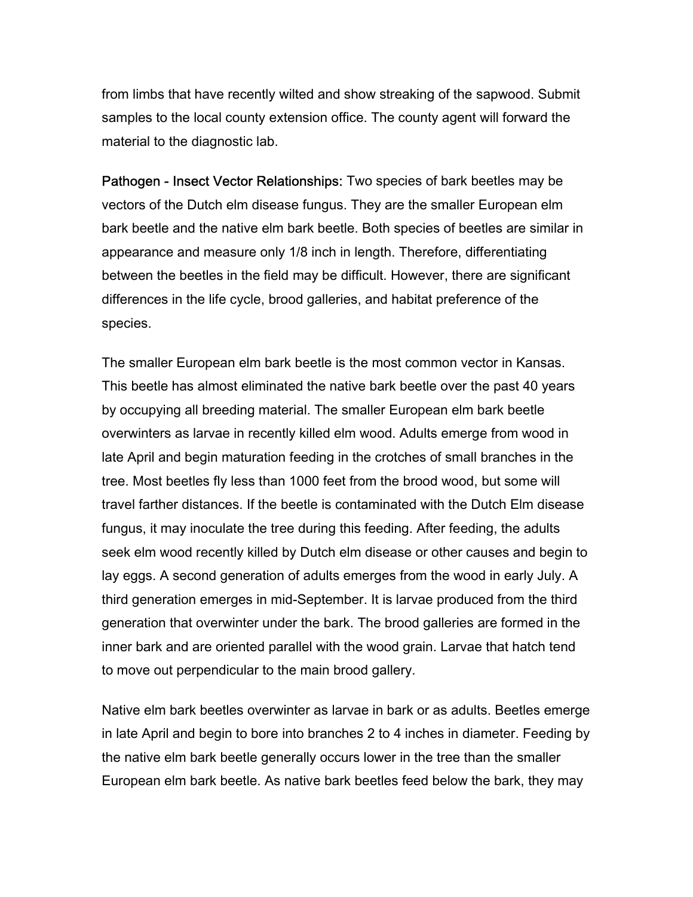from limbs that have recently wilted and show streaking of the sapwood. Submit samples to the local county extension office. The county agent will forward the material to the diagnostic lab.

Pathogen - Insect Vector Relationships: Two species of bark beetles may be vectors of the Dutch elm disease fungus. They are the smaller European elm bark beetle and the native elm bark beetle. Both species of beetles are similar in appearance and measure only 1/8 inch in length. Therefore, differentiating between the beetles in the field may be difficult. However, there are significant differences in the life cycle, brood galleries, and habitat preference of the species.

The smaller European elm bark beetle is the most common vector in Kansas. This beetle has almost eliminated the native bark beetle over the past 40 years by occupying all breeding material. The smaller European elm bark beetle overwinters as larvae in recently killed elm wood. Adults emerge from wood in late April and begin maturation feeding in the crotches of small branches in the tree. Most beetles fly less than 1000 feet from the brood wood, but some will travel farther distances. If the beetle is contaminated with the Dutch Elm disease fungus, it may inoculate the tree during this feeding. After feeding, the adults seek elm wood recently killed by Dutch elm disease or other causes and begin to lay eggs. A second generation of adults emerges from the wood in early July. A third generation emerges in mid-September. It is larvae produced from the third generation that overwinter under the bark. The brood galleries are formed in the inner bark and are oriented parallel with the wood grain. Larvae that hatch tend to move out perpendicular to the main brood gallery.

Native elm bark beetles overwinter as larvae in bark or as adults. Beetles emerge in late April and begin to bore into branches 2 to 4 inches in diameter. Feeding by the native elm bark beetle generally occurs lower in the tree than the smaller European elm bark beetle. As native bark beetles feed below the bark, they may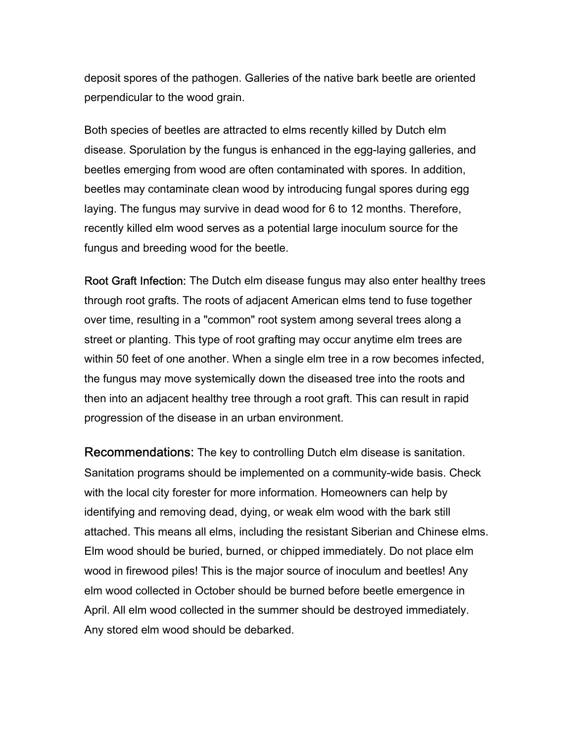deposit spores of the pathogen. Galleries of the native bark beetle are oriented perpendicular to the wood grain.

Both species of beetles are attracted to elms recently killed by Dutch elm disease. Sporulation by the fungus is enhanced in the egg-laying galleries, and beetles emerging from wood are often contaminated with spores. In addition, beetles may contaminate clean wood by introducing fungal spores during egg laying. The fungus may survive in dead wood for 6 to 12 months. Therefore, recently killed elm wood serves as a potential large inoculum source for the fungus and breeding wood for the beetle.

Root Graft Infection: The Dutch elm disease fungus may also enter healthy trees through root grafts. The roots of adjacent American elms tend to fuse together over time, resulting in a "common" root system among several trees along a street or planting. This type of root grafting may occur anytime elm trees are within 50 feet of one another. When a single elm tree in a row becomes infected, the fungus may move systemically down the diseased tree into the roots and then into an adjacent healthy tree through a root graft. This can result in rapid progression of the disease in an urban environment.

Recommendations: The key to controlling Dutch elm disease is sanitation. Sanitation programs should be implemented on a community-wide basis. Check with the local city forester for more information. Homeowners can help by identifying and removing dead, dying, or weak elm wood with the bark still attached. This means all elms, including the resistant Siberian and Chinese elms. Elm wood should be buried, burned, or chipped immediately. Do not place elm wood in firewood piles! This is the major source of inoculum and beetles! Any elm wood collected in October should be burned before beetle emergence in April. All elm wood collected in the summer should be destroyed immediately. Any stored elm wood should be debarked.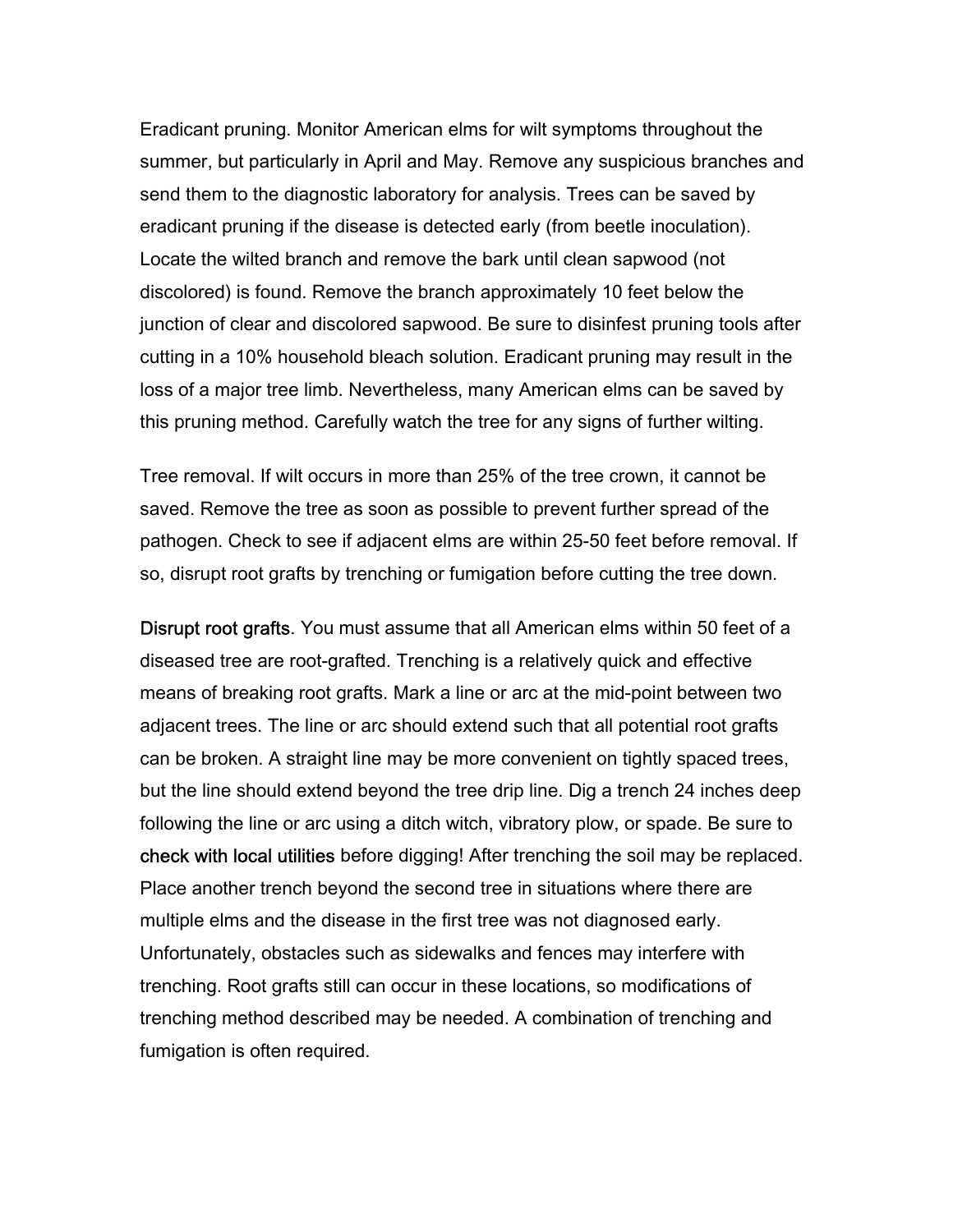Eradicant pruning. Monitor American elms for wilt symptoms throughout the summer, but particularly in April and May. Remove any suspicious branches and send them to the diagnostic laboratory for analysis. Trees can be saved by eradicant pruning if the disease is detected early (from beetle inoculation). Locate the wilted branch and remove the bark until clean sapwood (not discolored) is found. Remove the branch approximately 10 feet below the junction of clear and discolored sapwood. Be sure to disinfest pruning tools after cutting in a 10% household bleach solution. Eradicant pruning may result in the loss of a major tree limb. Nevertheless, many American elms can be saved by this pruning method. Carefully watch the tree for any signs of further wilting.

Tree removal. If wilt occurs in more than 25% of the tree crown, it cannot be saved. Remove the tree as soon as possible to prevent further spread of the pathogen. Check to see if adjacent elms are within 25-50 feet before removal. If so, disrupt root grafts by trenching or fumigation before cutting the tree down.

Disrupt root grafts. You must assume that all American elms within 50 feet of a diseased tree are root-grafted. Trenching is a relatively quick and effective means of breaking root grafts. Mark a line or arc at the mid-point between two adjacent trees. The line or arc should extend such that all potential root grafts can be broken. A straight line may be more convenient on tightly spaced trees, but the line should extend beyond the tree drip line. Dig a trench 24 inches deep following the line or arc using a ditch witch, vibratory plow, or spade. Be sure to check with local utilities before digging! After trenching the soil may be replaced. Place another trench beyond the second tree in situations where there are multiple elms and the disease in the first tree was not diagnosed early. Unfortunately, obstacles such as sidewalks and fences may interfere with trenching. Root grafts still can occur in these locations, so modifications of trenching method described may be needed. A combination of trenching and fumigation is often required.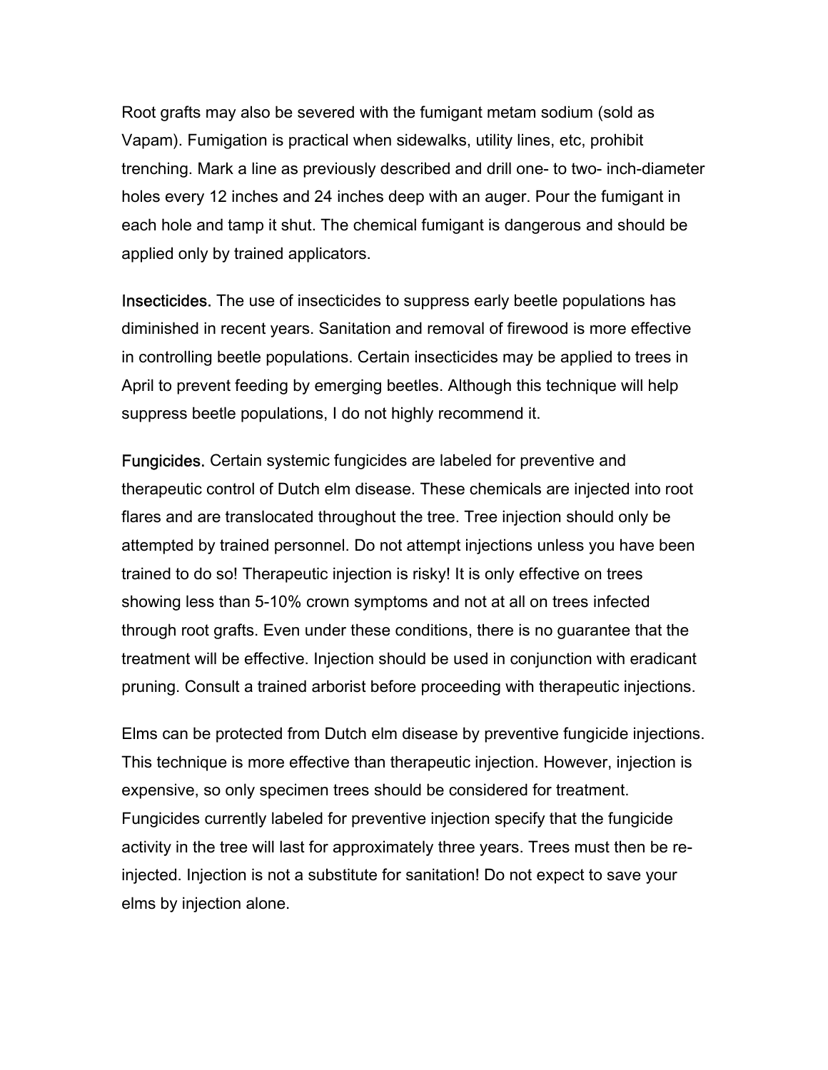Root grafts may also be severed with the fumigant metam sodium (sold as Vapam). Fumigation is practical when sidewalks, utility lines, etc, prohibit trenching. Mark a line as previously described and drill one- to two- inch-diameter holes every 12 inches and 24 inches deep with an auger. Pour the fumigant in each hole and tamp it shut. The chemical fumigant is dangerous and should be applied only by trained applicators.

Insecticides. The use of insecticides to suppress early beetle populations has diminished in recent years. Sanitation and removal of firewood is more effective in controlling beetle populations. Certain insecticides may be applied to trees in April to prevent feeding by emerging beetles. Although this technique will help suppress beetle populations, I do not highly recommend it.

Fungicides. Certain systemic fungicides are labeled for preventive and therapeutic control of Dutch elm disease. These chemicals are injected into root flares and are translocated throughout the tree. Tree injection should only be attempted by trained personnel. Do not attempt injections unless you have been trained to do so! Therapeutic injection is risky! It is only effective on trees showing less than 5-10% crown symptoms and not at all on trees infected through root grafts. Even under these conditions, there is no guarantee that the treatment will be effective. Injection should be used in conjunction with eradicant pruning. Consult a trained arborist before proceeding with therapeutic injections.

Elms can be protected from Dutch elm disease by preventive fungicide injections. This technique is more effective than therapeutic injection. However, injection is expensive, so only specimen trees should be considered for treatment. Fungicides currently labeled for preventive injection specify that the fungicide activity in the tree will last for approximately three years. Trees must then be re-injected. Injection is not a substitute for sanitation! Do not expect to save your elms by injection alone.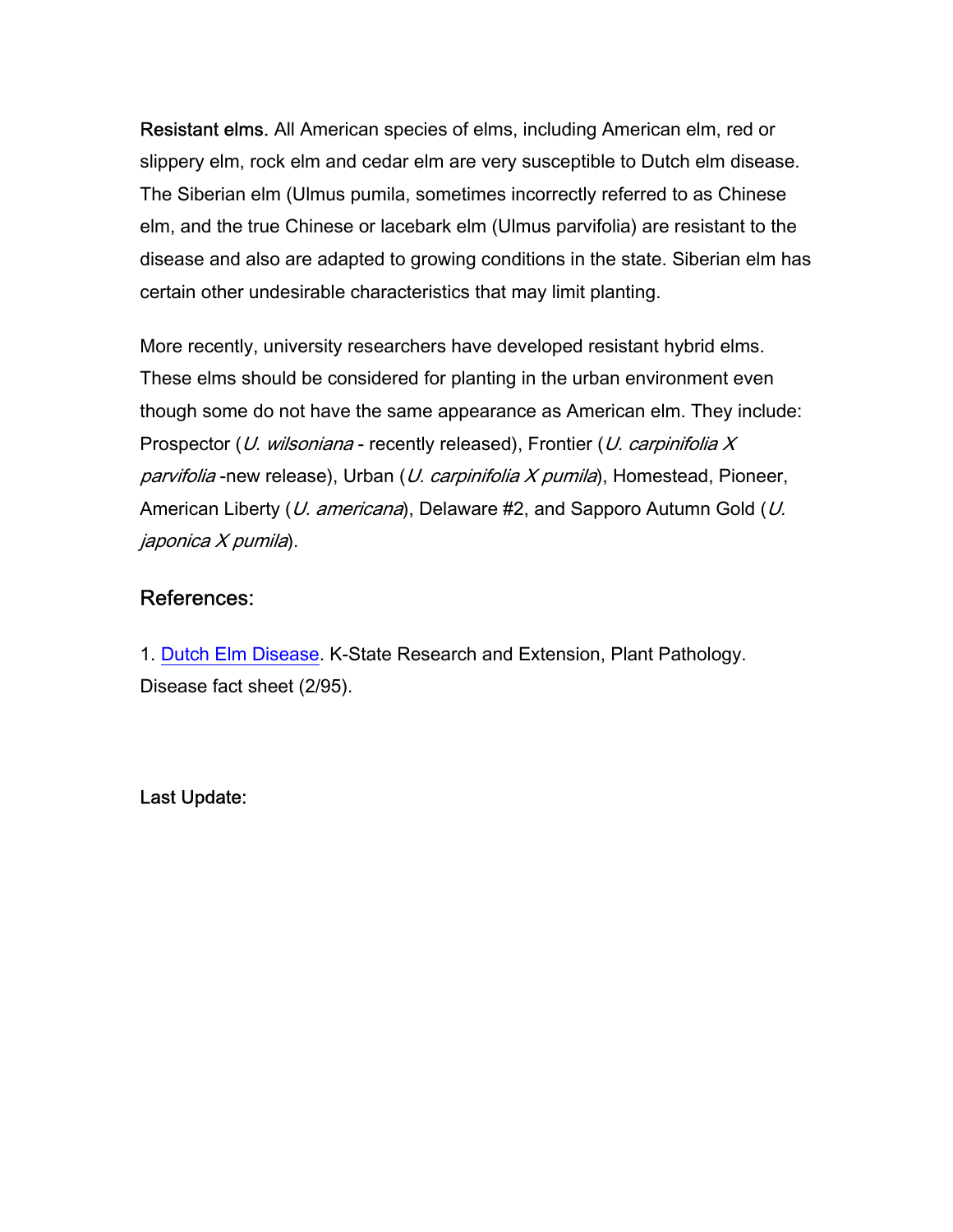**Resistant elms.** All American species of elms, including American elm, red or slippery elm, rock elm and cedar elm are very susceptible to Dutch elm disease. The Siberian elm (Ulmus pumila, sometimes incorrectly referred to as Chinese elm, and the true Chinese or lacebark elm (Ulmus parvifolia) are resistant to the disease and also are adapted to growing conditions in the state. Siberian elm has certain other undesirable characteristics that may limit planting.

More recently, university researchers have developed resistant hybrid elms. These elms should be considered for planting in the urban environment even though some do not have the same appearance as American elm. They include: Prospector (*U. wilsoniana* - recently released), Frontier (*U. carpinifolia X parvifolia* -new release), Urban (*U. carpinifolia X pumila*), Homestead, Pioneer, American Liberty (*U. americana*), Delaware #2, and Sapporo Autumn Gold (*U. japonica X pumila*).

## References:

1. Dutch Elm Disease. K-State Research and Extension, Plant Pathology. Disease fact sheet (2/95).

**Last Update:**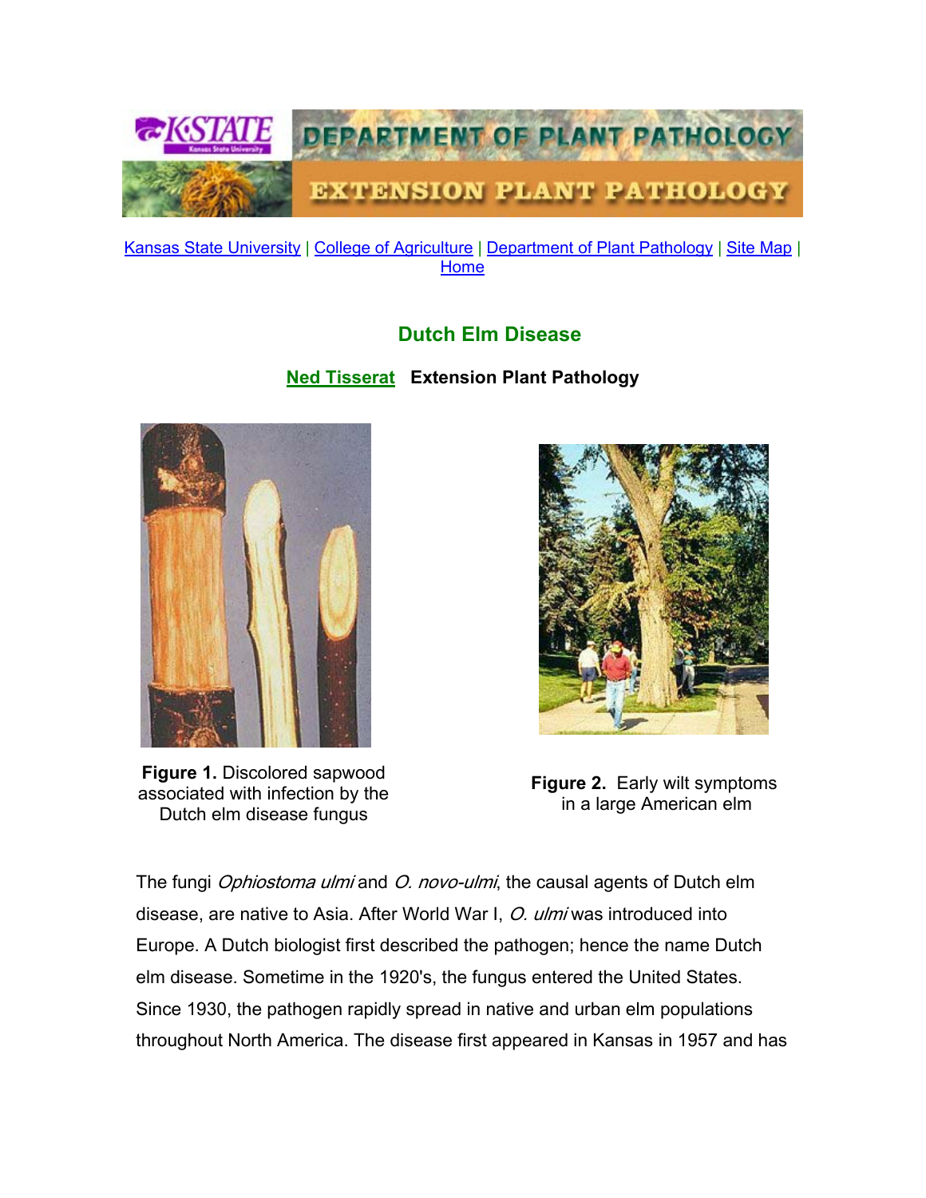Kansas State University | College of Agriculture | Department of Plant Pathology | Site Map | Home

## Dutch Elm Disease

**Ned Tisserat Extension Plant Pathology**

**Figure 1.** Discolored sapwood associated with infection by the Dutch elm disease fungus

**Figure 2.** Early wilt symptoms in a large American elm

The fungi *Ophiostoma ulmi* and *O. novo-ulmi*, the causal agents of Dutch elm disease, are native to Asia. After World War I, *O. ulmi* was introduced into Europe. A Dutch biologist first described the pathogen; hence the name Dutch elm disease. Sometime in the 1920's, the fungus entered the United States. Since 1930, the pathogen rapidly spread in native and urban elm populations throughout North America. The disease first appeared in Kansas in 1957 and has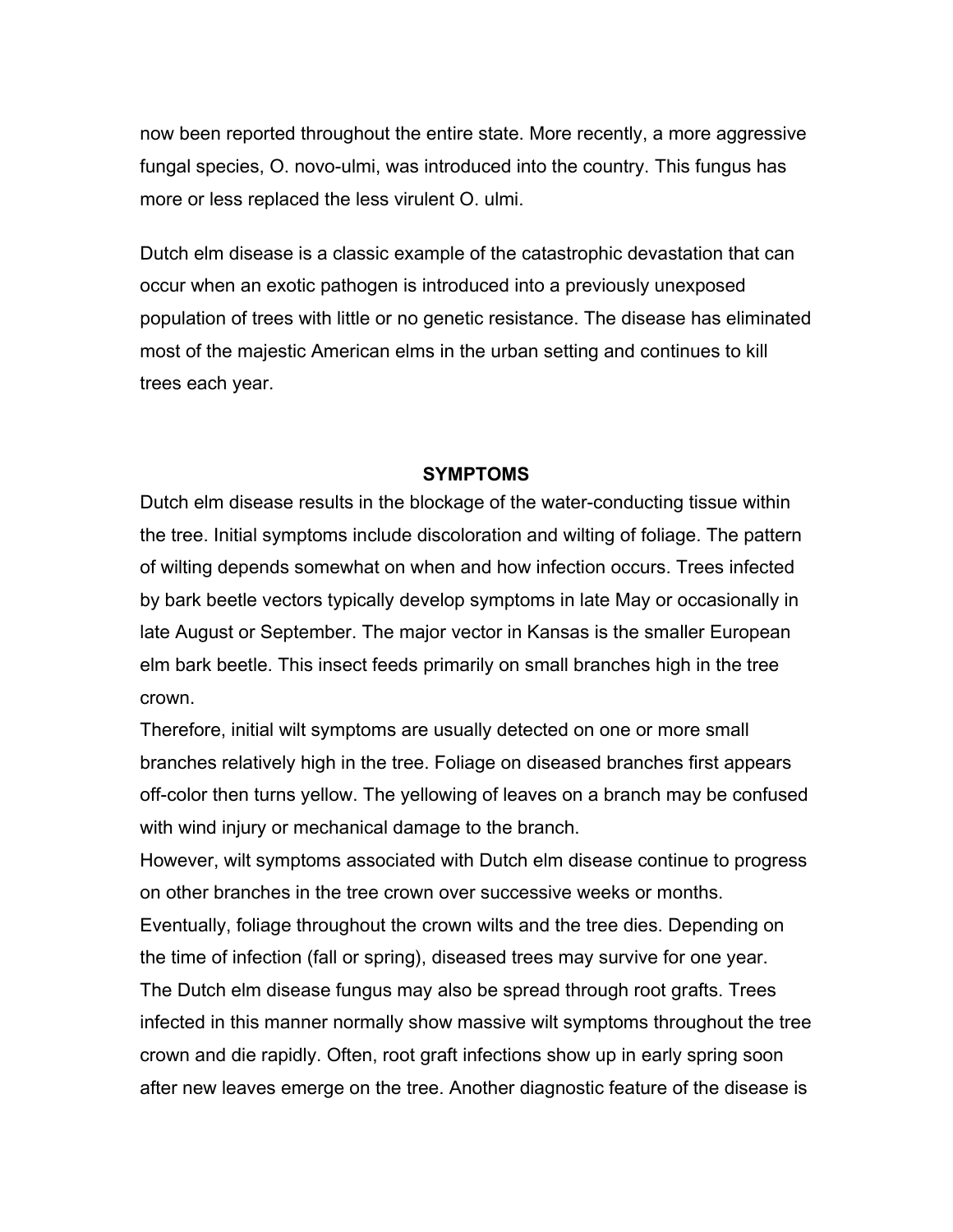now been reported throughout the entire state. More recently, a more aggressive fungal species, O. novo-ulmi, was introduced into the country. This fungus has more or less replaced the less virulent O. ulmi.

Dutch elm disease is a classic example of the catastrophic devastation that can occur when an exotic pathogen is introduced into a previously unexposed population of trees with little or no genetic resistance. The disease has eliminated most of the majestic American elms in the urban setting and continues to kill trees each year.

## SYMPTOMS

Dutch elm disease results in the blockage of the water-conducting tissue within the tree. Initial symptoms include discoloration and wilting of foliage. The pattern of wilting depends somewhat on when and how infection occurs. Trees infected by bark beetle vectors typically develop symptoms in late May or occasionally in late August or September. The major vector in Kansas is the smaller European elm bark beetle. This insect feeds primarily on small branches high in the tree crown.

Therefore, initial wilt symptoms are usually detected on one or more small branches relatively high in the tree. Foliage on diseased branches first appears off-color then turns yellow. The yellowing of leaves on a branch may be confused with wind injury or mechanical damage to the branch.

However, wilt symptoms associated with Dutch elm disease continue to progress on other branches in the tree crown over successive weeks or months. Eventually, foliage throughout the crown wilts and the tree dies. Depending on the time of infection (fall or spring), diseased trees may survive for one year.

The Dutch elm disease fungus may also be spread through root grafts. Trees infected in this manner normally show massive wilt symptoms throughout the tree crown and die rapidly. Often, root graft infections show up in early spring soon after new leaves emerge on the tree. Another diagnostic feature of the disease is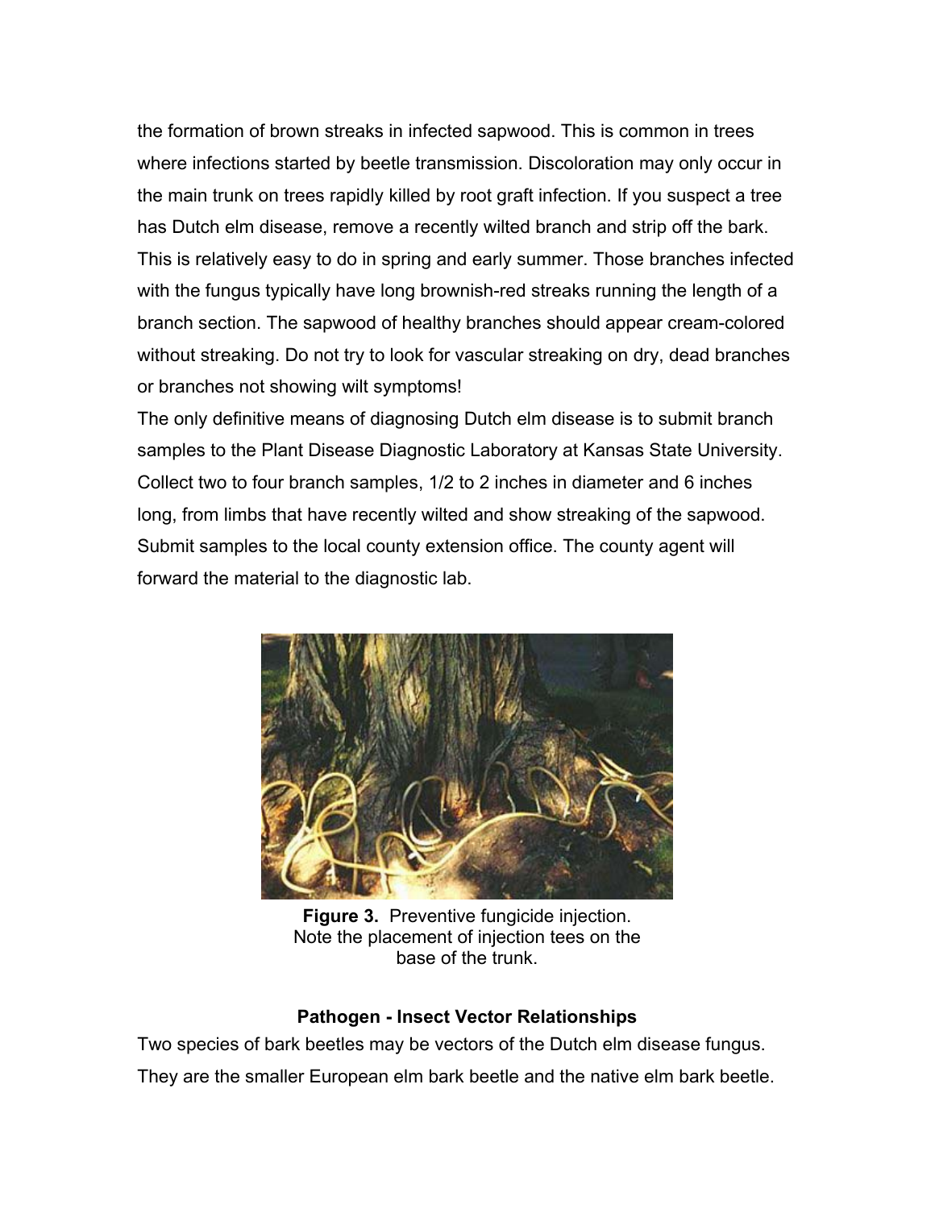the formation of brown streaks in infected sapwood. This is common in trees where infections started by beetle transmission. Discoloration may only occur in the main trunk on trees rapidly killed by root graft infection. If you suspect a tree has Dutch elm disease, remove a recently wilted branch and strip off the bark. This is relatively easy to do in spring and early summer. Those branches infected with the fungus typically have long brownish-red streaks running the length of a branch section. The sapwood of healthy branches should appear cream-colored without streaking. Do not try to look for vascular streaking on dry, dead branches or branches not showing wilt symptoms!

The only definitive means of diagnosing Dutch elm disease is to submit branch samples to the Plant Disease Diagnostic Laboratory at Kansas State University. Collect two to four branch samples, 1/2 to 2 inches in diameter and 6 inches long, from limbs that have recently wilted and show streaking of the sapwood. Submit samples to the local county extension office. The county agent will forward the material to the diagnostic lab.

**Figure 3.** Preventive fungicide injection. Note the placement of injection tees on the base of the trunk.

### Pathogen - Insect Vector Relationships

Two species of bark beetles may be vectors of the Dutch elm disease fungus. They are the smaller European elm bark beetle and the native elm bark beetle.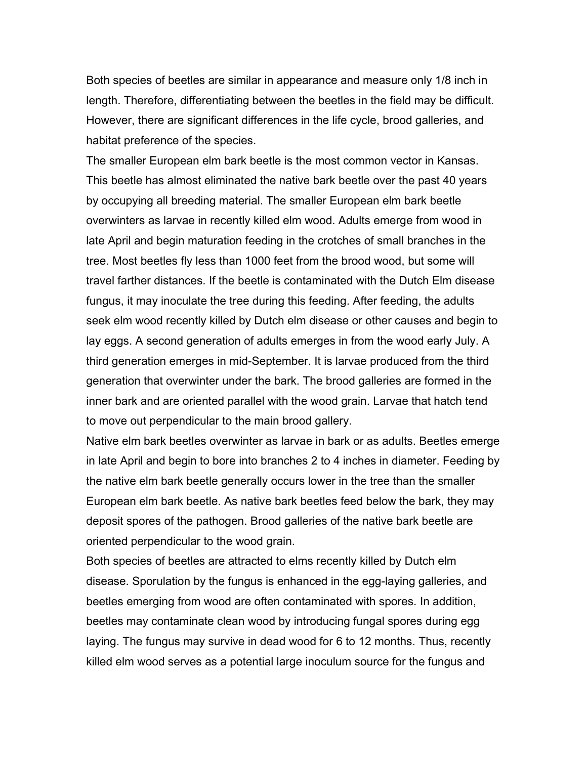Both species of beetles are similar in appearance and measure only 1/8 inch in length. Therefore, differentiating between the beetles in the field may be difficult. However, there are significant differences in the life cycle, brood galleries, and habitat preference of the species.

The smaller European elm bark beetle is the most common vector in Kansas. This beetle has almost eliminated the native bark beetle over the past 40 years by occupying all breeding material. The smaller European elm bark beetle overwinters as larvae in recently killed elm wood. Adults emerge from wood in late April and begin maturation feeding in the crotches of small branches in the tree. Most beetles fly less than 1000 feet from the brood wood, but some will travel farther distances. If the beetle is contaminated with the Dutch Elm disease fungus, it may inoculate the tree during this feeding. After feeding, the adults seek elm wood recently killed by Dutch elm disease or other causes and begin to lay eggs. A second generation of adults emerges in from the wood early July. A third generation emerges in mid-September. It is larvae produced from the third generation that overwinter under the bark. The brood galleries are formed in the inner bark and are oriented parallel with the wood grain. Larvae that hatch tend to move out perpendicular to the main brood gallery.

Native elm bark beetles overwinter as larvae in bark or as adults. Beetles emerge in late April and begin to bore into branches 2 to 4 inches in diameter. Feeding by the native elm bark beetle generally occurs lower in the tree than the smaller European elm bark beetle. As native bark beetles feed below the bark, they may deposit spores of the pathogen. Brood galleries of the native bark beetle are oriented perpendicular to the wood grain.

Both species of beetles are attracted to elms recently killed by Dutch elm disease. Sporulation by the fungus is enhanced in the egg-laying galleries, and beetles emerging from wood are often contaminated with spores. In addition, beetles may contaminate clean wood by introducing fungal spores during egg laying. The fungus may survive in dead wood for 6 to 12 months. Thus, recently killed elm wood serves as a potential large inoculum source for the fungus and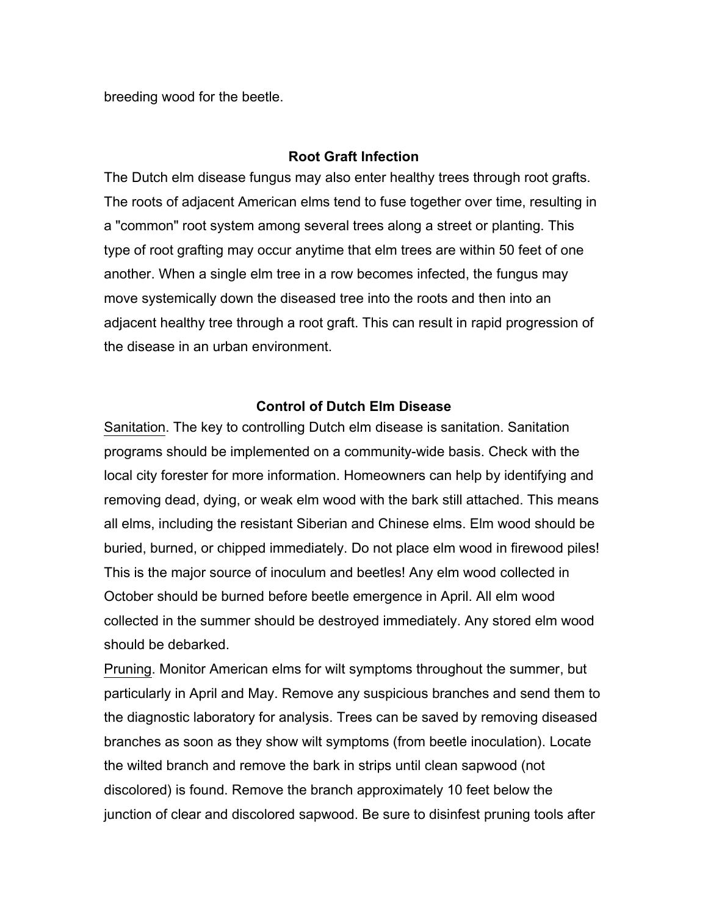breeding wood for the beetle.

## Root Graft Infection

The Dutch elm disease fungus may also enter healthy trees through root grafts. The roots of adjacent American elms tend to fuse together over time, resulting in a "common" root system among several trees along a street or planting. This type of root grafting may occur anytime that elm trees are within 50 feet of one another. When a single elm tree in a row becomes infected, the fungus may move systemically down the diseased tree into the roots and then into an adjacent healthy tree through a root graft. This can result in rapid progression of the disease in an urban environment.

## Control of Dutch Elm Disease

<u>Sanitation</u>. The key to controlling Dutch elm disease is sanitation. Sanitation programs should be implemented on a community-wide basis. Check with the local city forester for more information. Homeowners can help by identifying and removing dead, dying, or weak elm wood with the bark still attached. This means all elms, including the resistant Siberian and Chinese elms. Elm wood should be buried, burned, or chipped immediately. Do not place elm wood in firewood piles! This is the major source of inoculum and beetles! Any elm wood collected in October should be burned before beetle emergence in April. All elm wood collected in the summer should be destroyed immediately. Any stored elm wood should be debarked.

<u>Pruning</u>. Monitor American elms for wilt symptoms throughout the summer, but particularly in April and May. Remove any suspicious branches and send them to the diagnostic laboratory for analysis. Trees can be saved by removing diseased branches as soon as they show wilt symptoms (from beetle inoculation). Locate the wilted branch and remove the bark in strips until clean sapwood (not discolored) is found. Remove the branch approximately 10 feet below the junction of clear and discolored sapwood. Be sure to disinfest pruning tools after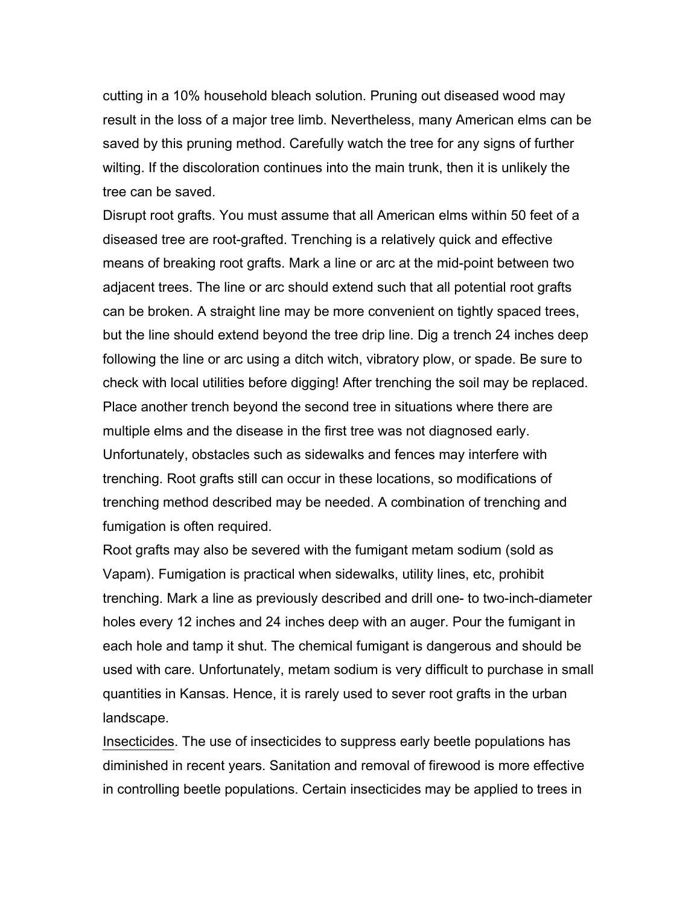cutting in a 10% household bleach solution. Pruning out diseased wood may result in the loss of a major tree limb. Nevertheless, many American elms can be saved by this pruning method. Carefully watch the tree for any signs of further wilting. If the discoloration continues into the main trunk, then it is unlikely the tree can be saved.

Disrupt root grafts. You must assume that all American elms within 50 feet of a diseased tree are root-grafted. Trenching is a relatively quick and effective means of breaking root grafts. Mark a line or arc at the mid-point between two adjacent trees. The line or arc should extend such that all potential root grafts can be broken. A straight line may be more convenient on tightly spaced trees, but the line should extend beyond the tree drip line. Dig a trench 24 inches deep following the line or arc using a ditch witch, vibratory plow, or spade. Be sure to check with local utilities before digging! After trenching the soil may be replaced. Place another trench beyond the second tree in situations where there are multiple elms and the disease in the first tree was not diagnosed early. Unfortunately, obstacles such as sidewalks and fences may interfere with trenching. Root grafts still can occur in these locations, so modifications of trenching method described may be needed. A combination of trenching and fumigation is often required.

Root grafts may also be severed with the fumigant metam sodium (sold as Vapam). Fumigation is practical when sidewalks, utility lines, etc, prohibit trenching. Mark a line as previously described and drill one- to two-inch-diameter holes every 12 inches and 24 inches deep with an auger. Pour the fumigant in each hole and tamp it shut. The chemical fumigant is dangerous and should be used with care. Unfortunately, metam sodium is very difficult to purchase in small quantities in Kansas. Hence, it is rarely used to sever root grafts in the urban landscape.

<u>Insecticides</u>. The use of insecticides to suppress early beetle populations has diminished in recent years. Sanitation and removal of firewood is more effective in controlling beetle populations. Certain insecticides may be applied to trees in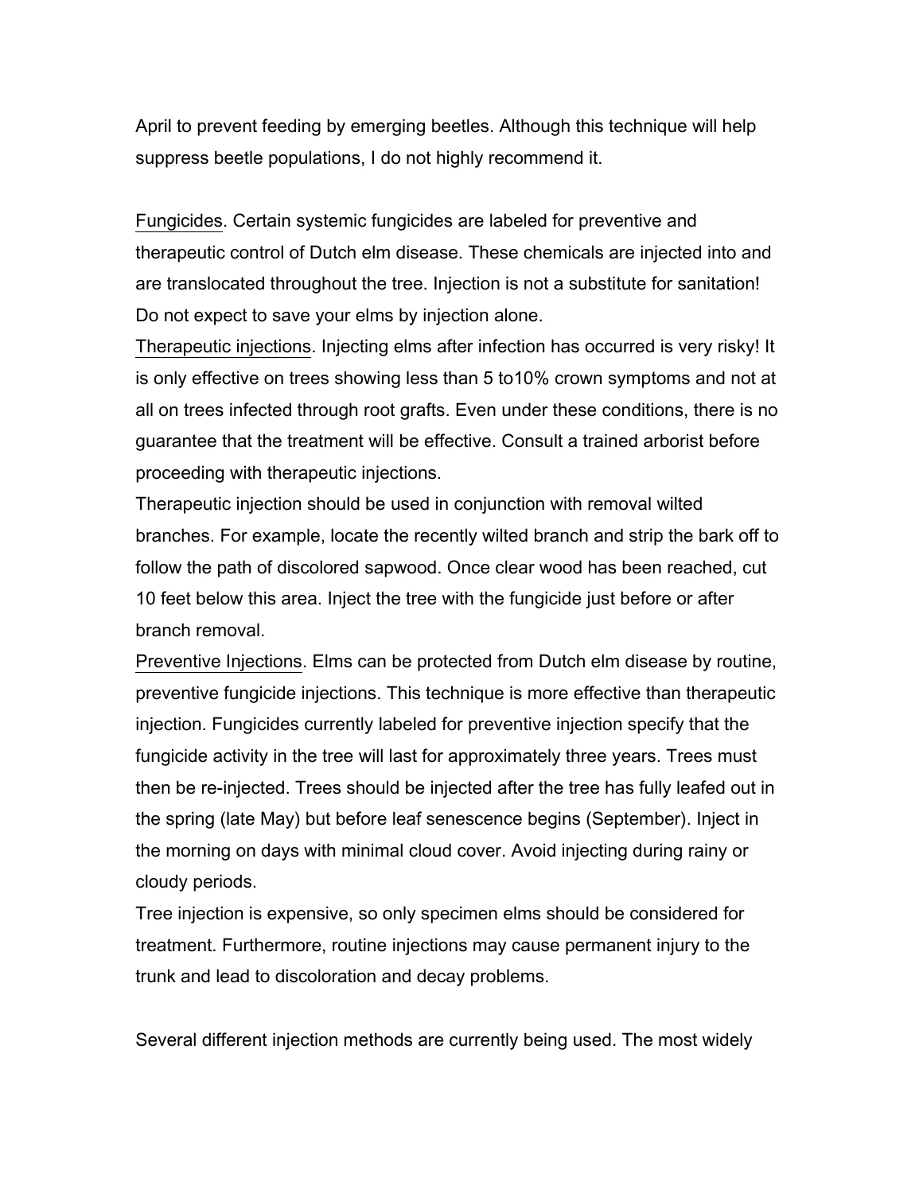April to prevent feeding by emerging beetles. Although this technique will help suppress beetle populations, I do not highly recommend it.

Fungicides. Certain systemic fungicides are labeled for preventive and therapeutic control of Dutch elm disease. These chemicals are injected into and are translocated throughout the tree. Injection is not a substitute for sanitation! Do not expect to save your elms by injection alone.

Therapeutic injections. Injecting elms after infection has occurred is very risky! It is only effective on trees showing less than 5 to10% crown symptoms and not at all on trees infected through root grafts. Even under these conditions, there is no guarantee that the treatment will be effective. Consult a trained arborist before proceeding with therapeutic injections.

Therapeutic injection should be used in conjunction with removal wilted branches. For example, locate the recently wilted branch and strip the bark off to follow the path of discolored sapwood. Once clear wood has been reached, cut 10 feet below this area. Inject the tree with the fungicide just before or after branch removal.

Preventive Injections. Elms can be protected from Dutch elm disease by routine, preventive fungicide injections. This technique is more effective than therapeutic injection. Fungicides currently labeled for preventive injection specify that the fungicide activity in the tree will last for approximately three years. Trees must then be re-injected. Trees should be injected after the tree has fully leafed out in the spring (late May) but before leaf senescence begins (September). Inject in the morning on days with minimal cloud cover. Avoid injecting during rainy or cloudy periods.

Tree injection is expensive, so only specimen elms should be considered for treatment. Furthermore, routine injections may cause permanent injury to the trunk and lead to discoloration and decay problems.

Several different injection methods are currently being used. The most widely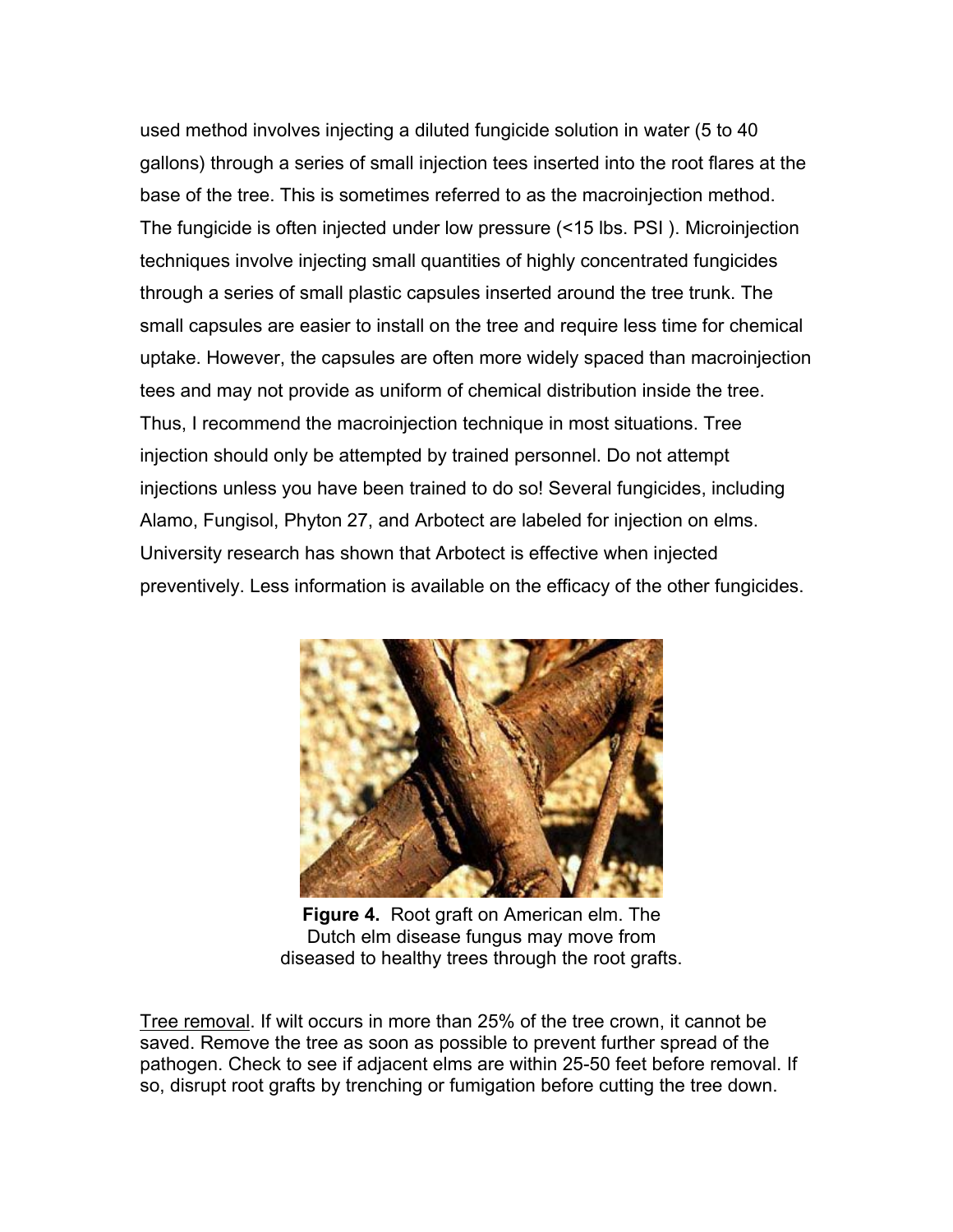used method involves injecting a diluted fungicide solution in water (5 to 40 gallons) through a series of small injection tees inserted into the root flares at the base of the tree. This is sometimes referred to as the macroinjection method. The fungicide is often injected under low pressure (<15 lbs. PSI ). Microinjection techniques involve injecting small quantities of highly concentrated fungicides through a series of small plastic capsules inserted around the tree trunk. The small capsules are easier to install on the tree and require less time for chemical uptake. However, the capsules are often more widely spaced than macroinjection tees and may not provide as uniform of chemical distribution inside the tree. Thus, I recommend the macroinjection technique in most situations. Tree injection should only be attempted by trained personnel. Do not attempt injections unless you have been trained to do so! Several fungicides, including Alamo, Fungisol, Phyton 27, and Arbotect are labeled for injection on elms. University research has shown that Arbotect is effective when injected preventively. Less information is available on the efficacy of the other fungicides.

**Figure 4.** Root graft on American elm. The Dutch elm disease fungus may move from diseased to healthy trees through the root grafts.

Tree removal. If wilt occurs in more than 25% of the tree crown, it cannot be saved. Remove the tree as soon as possible to prevent further spread of the pathogen. Check to see if adjacent elms are within 25-50 feet before removal. If so, disrupt root grafts by trenching or fumigation before cutting the tree down.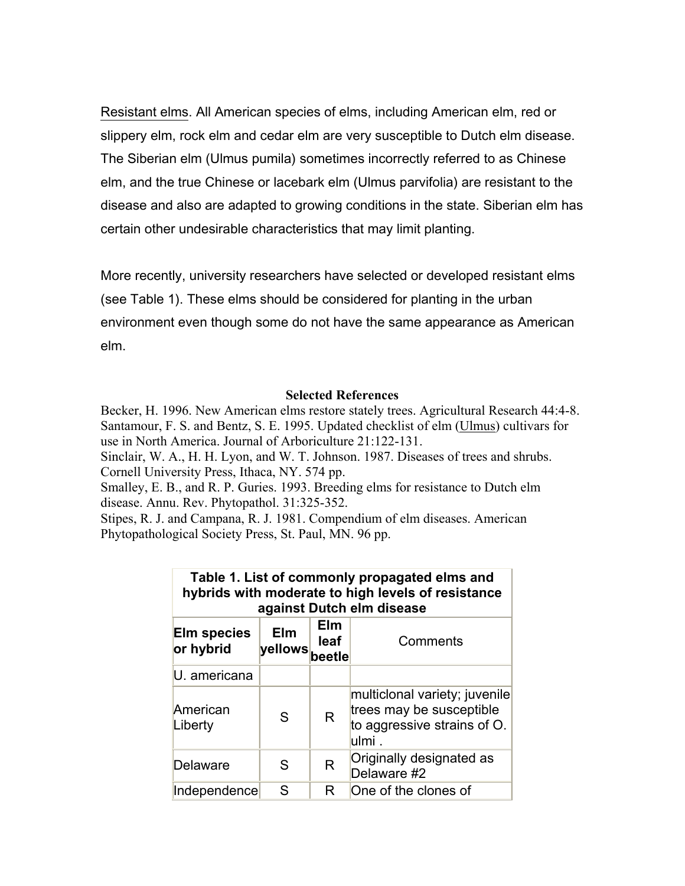Resistant elms. All American species of elms, including American elm, red or slippery elm, rock elm and cedar elm are very susceptible to Dutch elm disease. The Siberian elm (Ulmus pumila) sometimes incorrectly referred to as Chinese elm, and the true Chinese or lacebark elm (Ulmus parvifolia) are resistant to the disease and also are adapted to growing conditions in the state. Siberian elm has certain other undesirable characteristics that may limit planting.

More recently, university researchers have selected or developed resistant elms (see Table 1). These elms should be considered for planting in the urban environment even though some do not have the same appearance as American elm.

**Selected References**

Becker, H. 1996. New American elms restore stately trees. Agricultural Research 44:4-8.
Santamour, F. S. and Bentz, S. E. 1995. Updated checklist of elm (Ulmus) cultivars for use in North America. Journal of Arboriculture 21:122-131.
Sinclair, W. A., H. H. Lyon, and W. T. Johnson. 1987. Diseases of trees and shrubs. Cornell University Press, Ithaca, NY. 574 pp.
Smalley, E. B., and R. P. Guries. 1993. Breeding elms for resistance to Dutch elm disease. Annu. Rev. Phytopathol. 31:325-352.
Stipes, R. J. and Campana, R. J. 1981. Compendium of elm diseases. American Phytopathological Society Press, St. Paul, MN. 96 pp.

**Table 1. List of commonly propagated elms and hybrids with moderate to high levels of resistance against Dutch elm disease**

| Elm species or hybrid | Elm yellows | Elm leaf beetle | Comments |
|---|---|---|---|
| U. americana | | | |
| American Liberty | S | R | multiclonal variety; juvenile trees may be susceptible to aggressive strains of O. ulmi . |
| Delaware | S | R | Originally designated as Delaware #2 |
| Independence | S | R | One of the clones of |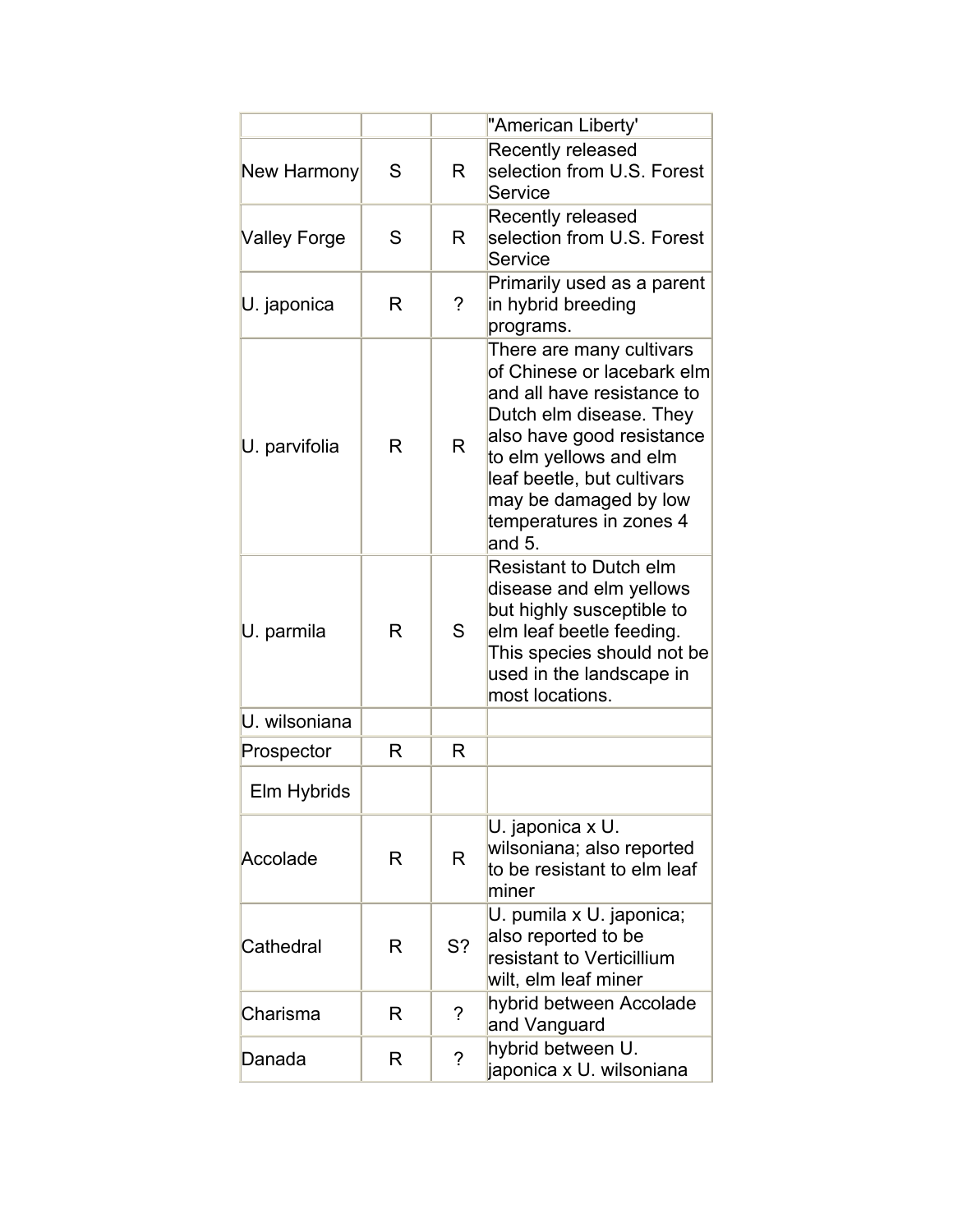| | | | |
|---|---|---|---|
| | | | "American Liberty' |
| New Harmony | S | R | Recently released selection from U.S. Forest Service |
| Valley Forge | S | R | Recently released selection from U.S. Forest Service |
| U. japonica | R | ? | Primarily used as a parent in hybrid breeding programs. |
| U. parvifolia | R | R | There are many cultivars of Chinese or lacebark elm and all have resistance to Dutch elm disease. They also have good resistance to elm yellows and elm leaf beetle, but cultivars may be damaged by low temperatures in zones 4 and 5. |
| U. parmila | R | S | Resistant to Dutch elm disease and elm yellows but highly susceptible to elm leaf beetle feeding. This species should not be used in the landscape in most locations. |
| U. wilsoniana | | | |
| Prospector | R | R | |
| Elm Hybrids | | | |
| Accolade | R | R | U. japonica x U. wilsoniana; also reported to be resistant to elm leaf miner |
| Cathedral | R | S? | U. pumila x U. japonica; also reported to be resistant to Verticillium wilt, elm leaf miner |
| Charisma | R | ? | hybrid between Accolade and Vanguard |
| Danada | R | ? | hybrid between U. japonica x U. wilsoniana |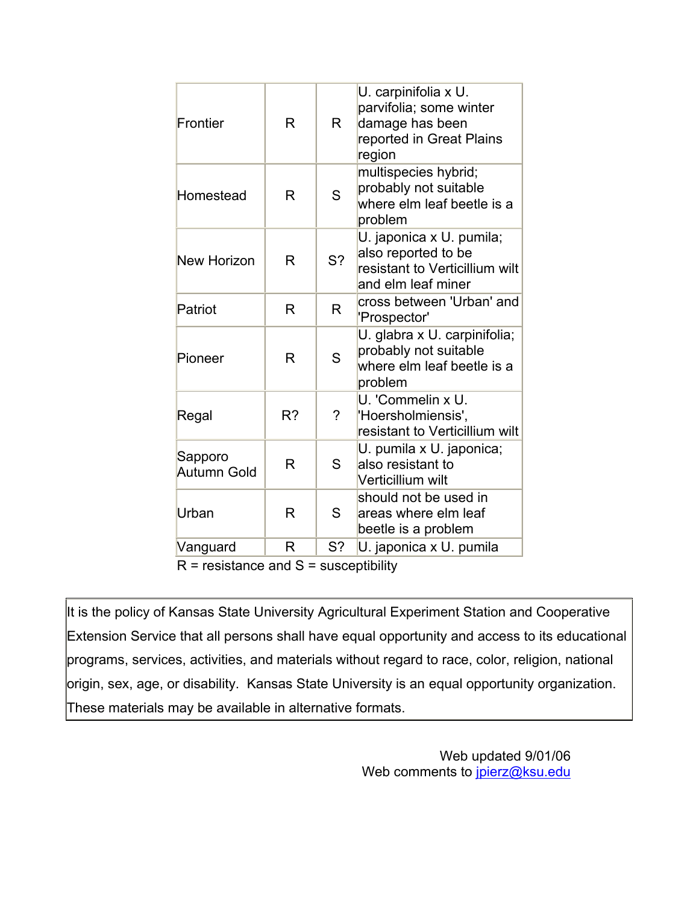| | | | |
|---|---|---|---|
| Frontier | R | R | U. carpinifolia x U. parvifolia; some winter damage has been reported in Great Plains region |
| Homestead | R | S | multispecies hybrid; probably not suitable where elm leaf beetle is a problem |
| New Horizon | R | S? | U. japonica x U. pumila; also reported to be resistant to Verticillium wilt and elm leaf miner |
| Patriot | R | R | cross between 'Urban' and 'Prospector' |
| Pioneer | R | S | U. glabra x U. carpinifolia; probably not suitable where elm leaf beetle is a problem |
| Regal | R? | ? | U. 'Commelin x U. 'Hoersholmiensis', resistant to Verticillium wilt |
| Sapporo Autumn Gold | R | S | U. pumila x U. japonica; also resistant to Verticillium wilt |
| Urban | R | S | should not be used in areas where elm leaf beetle is a problem |
| Vanguard | R | S? | U. japonica x U. pumila |

R = resistance and S = susceptibility

It is the policy of Kansas State University Agricultural Experiment Station and Cooperative Extension Service that all persons shall have equal opportunity and access to its educational programs, services, activities, and materials without regard to race, color, religion, national origin, sex, age, or disability. Kansas State University is an equal opportunity organization. These materials may be available in alternative formats.

Web updated 9/01/06
Web comments to jpierz@ksu.edu